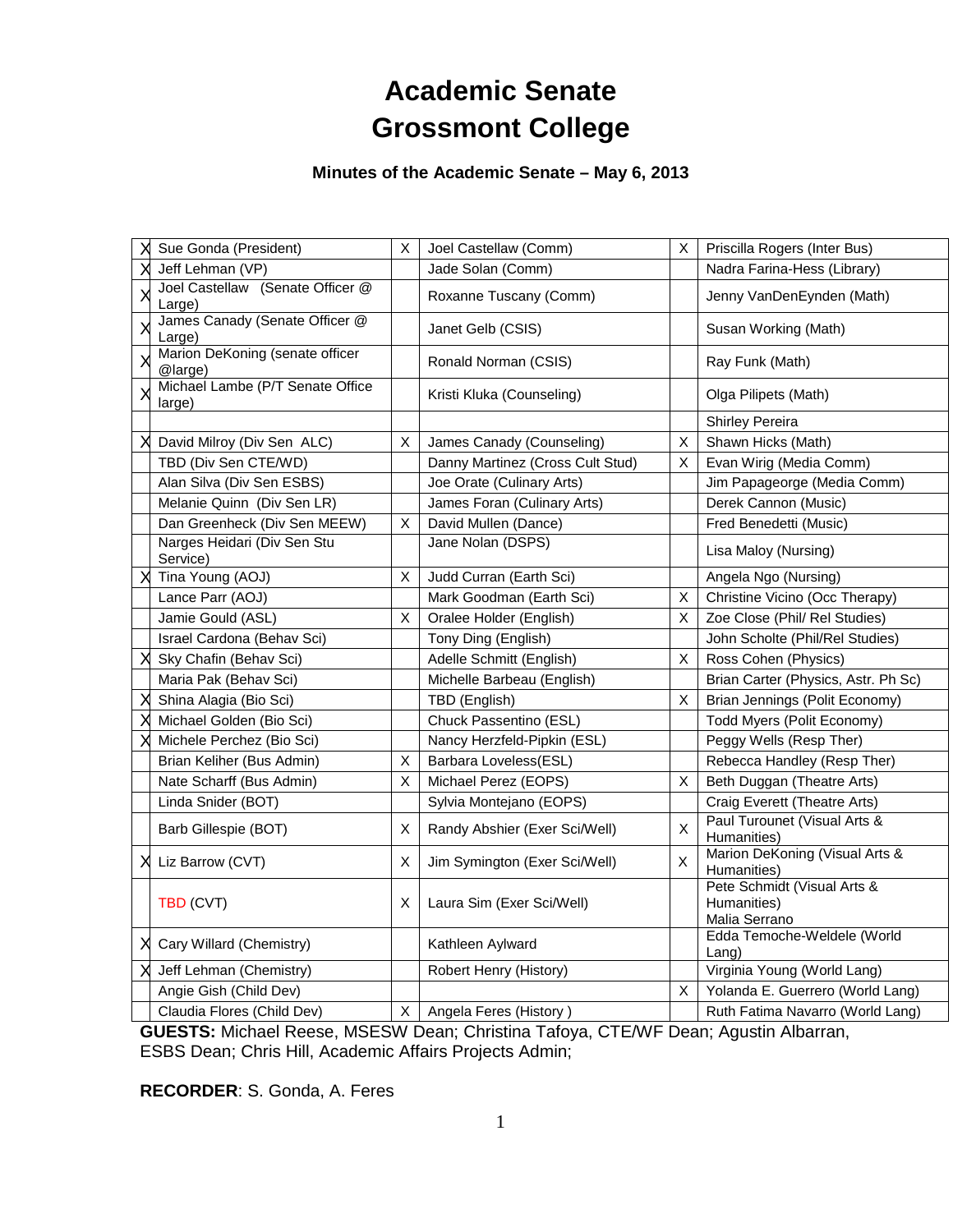# Academic Senate
# Grossmont College

### Minutes of the Academic Senate – May 6, 2013

| | | | | | |
|---|---|---|---|---|---|
| X | Sue Gonda (President) | X | Joel Castellaw (Comm) | X | Priscilla Rogers (Inter Bus) |
| X | Jeff Lehman (VP) | | Jade Solan (Comm) | | Nadra Farina-Hess (Library) |
| X | Joel Castellaw (Senate Officer @ Large) | | Roxanne Tuscany (Comm) | | Jenny VanDenEynden (Math) |
| X | James Canady (Senate Officer @ Large) | | Janet Gelb (CSIS) | | Susan Working (Math) |
| X | Marion DeKoning (senate officer @large) | | Ronald Norman (CSIS) | | Ray Funk (Math) |
| X | Michael Lambe (P/T Senate Office large) | | Kristi Kluka (Counseling) | | Olga Pilipets (Math) |
| | | | | | Shirley Pereira |
| X | David Milroy (Div Sen ALC) | X | James Canady (Counseling) | X | Shawn Hicks (Math) |
| | TBD (Div Sen CTE/WD) | | Danny Martinez (Cross Cult Stud) | X | Evan Wirig (Media Comm) |
| | Alan Silva (Div Sen ESBS) | | Joe Orate (Culinary Arts) | | Jim Papageorge (Media Comm) |
| | Melanie Quinn (Div Sen LR) | | James Foran (Culinary Arts) | | Derek Cannon (Music) |
| | Dan Greenheck (Div Sen MEEW) | X | David Mullen (Dance) | | Fred Benedetti (Music) |
| | Narges Heidari (Div Sen Stu Service) | | Jane Nolan (DSPS) | | Lisa Maloy (Nursing) |
| X | Tina Young (AOJ) | X | Judd Curran (Earth Sci) | | Angela Ngo (Nursing) |
| | Lance Parr (AOJ) | | Mark Goodman (Earth Sci) | X | Christine Vicino (Occ Therapy) |
| | Jamie Gould (ASL) | X | Oralee Holder (English) | X | Zoe Close (Phil/ Rel Studies) |
| | Israel Cardona (Behav Sci) | | Tony Ding (English) | | John Scholte (Phil/Rel Studies) |
| X | Sky Chafin (Behav Sci) | | Adelle Schmitt (English) | X | Ross Cohen (Physics) |
| | Maria Pak (Behav Sci) | | Michelle Barbeau (English) | | Brian Carter (Physics, Astr. Ph Sc) |
| X | Shina Alagia (Bio Sci) | | TBD (English) | X | Brian Jennings (Polit Economy) |
| X | Michael Golden (Bio Sci) | | Chuck Passentino (ESL) | | Todd Myers (Polit Economy) |
| X | Michele Perchez (Bio Sci) | | Nancy Herzfeld-Pipkin (ESL) | | Peggy Wells (Resp Ther) |
| | Brian Keliher (Bus Admin) | X | Barbara Loveless(ESL) | | Rebecca Handley (Resp Ther) |
| | Nate Scharff (Bus Admin) | X | Michael Perez (EOPS) | X | Beth Duggan (Theatre Arts) |
| | Linda Snider (BOT) | | Sylvia Montejano (EOPS) | | Craig Everett (Theatre Arts) |
| | Barb Gillespie (BOT) | X | Randy Abshier (Exer Sci/Well) | X | Paul Turounet (Visual Arts & Humanities) |
| X | Liz Barrow (CVT) | X | Jim Symington (Exer Sci/Well) | X | Marion DeKoning (Visual Arts & Humanities) |
| | TBD (CVT) | X | Laura Sim (Exer Sci/Well) | | Pete Schmidt (Visual Arts & Humanities) Malia Serrano |
| X | Cary Willard (Chemistry) | | Kathleen Aylward | | Edda Temoche-Weldele (World Lang) |
| X | Jeff Lehman (Chemistry) | | Robert Henry (History) | | Virginia Young (World Lang) |
| | Angie Gish (Child Dev) | | | X | Yolanda E. Guerrero (World Lang) |
| | Claudia Flores (Child Dev) | X | Angela Feres (History ) | | Ruth Fatima Navarro (World Lang) |

**GUESTS:** Michael Reese, MSESW Dean; Christina Tafoya, CTE/WF Dean; Agustin Albarran, ESBS Dean; Chris Hill, Academic Affairs Projects Admin;

**RECORDER**: S. Gonda, A. Feres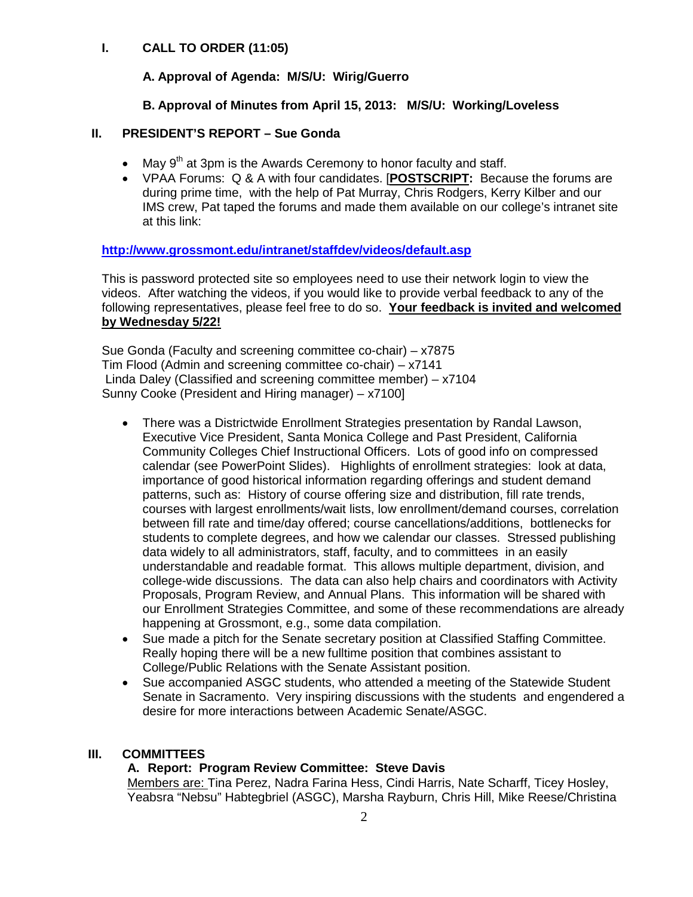## I. CALL TO ORDER (11:05)

### A. Approval of Agenda: M/S/U: Wirig/Guerro

### B. Approval of Minutes from April 15, 2013: M/S/U: Working/Loveless

## II. PRESIDENT'S REPORT – Sue Gonda

- May 9th at 3pm is the Awards Ceremony to honor faculty and staff.
- VPAA Forums: Q & A with four candidates. [**POSTSCRIPT:** Because the forums are during prime time, with the help of Pat Murray, Chris Rodgers, Kerry Kilber and our IMS crew, Pat taped the forums and made them available on our college's intranet site at this link:

**http://www.grossmont.edu/intranet/staffdev/videos/default.asp**

This is password protected site so employees need to use their network login to view the videos. After watching the videos, if you would like to provide verbal feedback to any of the following representatives, please feel free to do so. **Your feedback is invited and welcomed by Wednesday 5/22!**

Sue Gonda (Faculty and screening committee co-chair) – x7875
Tim Flood (Admin and screening committee co-chair) – x7141
Linda Daley (Classified and screening committee member) – x7104
Sunny Cooke (President and Hiring manager) – x7100]

- There was a Districtwide Enrollment Strategies presentation by Randal Lawson, Executive Vice President, Santa Monica College and Past President, California Community Colleges Chief Instructional Officers. Lots of good info on compressed calendar (see PowerPoint Slides). Highlights of enrollment strategies: look at data, importance of good historical information regarding offerings and student demand patterns, such as: History of course offering size and distribution, fill rate trends, courses with largest enrollments/wait lists, low enrollment/demand courses, correlation between fill rate and time/day offered; course cancellations/additions, bottlenecks for students to complete degrees, and how we calendar our classes. Stressed publishing data widely to all administrators, staff, faculty, and to committees in an easily understandable and readable format. This allows multiple department, division, and college-wide discussions. The data can also help chairs and coordinators with Activity Proposals, Program Review, and Annual Plans. This information will be shared with our Enrollment Strategies Committee, and some of these recommendations are already happening at Grossmont, e.g., some data compilation.
- Sue made a pitch for the Senate secretary position at Classified Staffing Committee. Really hoping there will be a new fulltime position that combines assistant to College/Public Relations with the Senate Assistant position.
- Sue accompanied ASGC students, who attended a meeting of the Statewide Student Senate in Sacramento. Very inspiring discussions with the students and engendered a desire for more interactions between Academic Senate/ASGC.

## III. COMMITTEES

### A. Report: Program Review Committee: Steve Davis

Members are: Tina Perez, Nadra Farina Hess, Cindi Harris, Nate Scharff, Ticey Hosley, Yeabsra "Nebsu" Habtegbriel (ASGC), Marsha Rayburn, Chris Hill, Mike Reese/Christina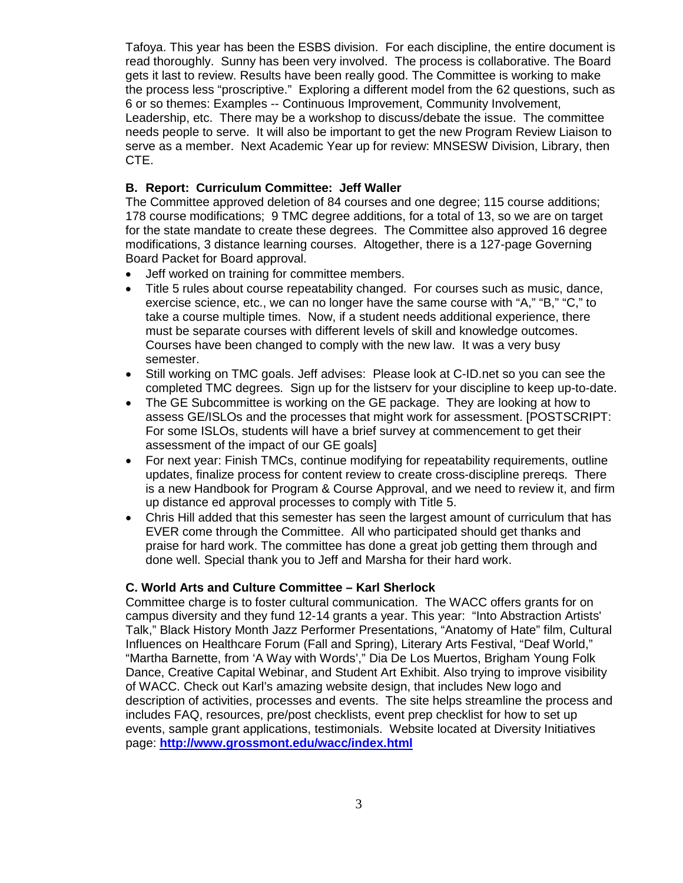Tafoya. This year has been the ESBS division. For each discipline, the entire document is read thoroughly. Sunny has been very involved. The process is collaborative. The Board gets it last to review. Results have been really good. The Committee is working to make the process less "proscriptive." Exploring a different model from the 62 questions, such as 6 or so themes: Examples -- Continuous Improvement, Community Involvement, Leadership, etc. There may be a workshop to discuss/debate the issue. The committee needs people to serve. It will also be important to get the new Program Review Liaison to serve as a member. Next Academic Year up for review: MNSESW Division, Library, then CTE.

**B. Report: Curriculum Committee: Jeff Waller**

The Committee approved deletion of 84 courses and one degree; 115 course additions; 178 course modifications; 9 TMC degree additions, for a total of 13, so we are on target for the state mandate to create these degrees. The Committee also approved 16 degree modifications, 3 distance learning courses. Altogether, there is a 127-page Governing Board Packet for Board approval.

- Jeff worked on training for committee members.
- Title 5 rules about course repeatability changed. For courses such as music, dance, exercise science, etc., we can no longer have the same course with "A," "B," "C," to take a course multiple times. Now, if a student needs additional experience, there must be separate courses with different levels of skill and knowledge outcomes. Courses have been changed to comply with the new law. It was a very busy semester.
- Still working on TMC goals. Jeff advises: Please look at C-ID.net so you can see the completed TMC degrees. Sign up for the listserv for your discipline to keep up-to-date.
- The GE Subcommittee is working on the GE package. They are looking at how to assess GE/ISLOs and the processes that might work for assessment. [POSTSCRIPT: For some ISLOs, students will have a brief survey at commencement to get their assessment of the impact of our GE goals]
- For next year: Finish TMCs, continue modifying for repeatability requirements, outline updates, finalize process for content review to create cross-discipline prereqs. There is a new Handbook for Program & Course Approval, and we need to review it, and firm up distance ed approval processes to comply with Title 5.
- Chris Hill added that this semester has seen the largest amount of curriculum that has EVER come through the Committee. All who participated should get thanks and praise for hard work. The committee has done a great job getting them through and done well. Special thank you to Jeff and Marsha for their hard work.

**C. World Arts and Culture Committee – Karl Sherlock**

Committee charge is to foster cultural communication. The WACC offers grants for on campus diversity and they fund 12-14 grants a year. This year: "Into Abstraction Artists' Talk," Black History Month Jazz Performer Presentations, "Anatomy of Hate" film, Cultural Influences on Healthcare Forum (Fall and Spring), Literary Arts Festival, "Deaf World," "Martha Barnette, from 'A Way with Words'," Dia De Los Muertos, Brigham Young Folk Dance, Creative Capital Webinar, and Student Art Exhibit. Also trying to improve visibility of WACC. Check out Karl's amazing website design, that includes New logo and description of activities, processes and events. The site helps streamline the process and includes FAQ, resources, pre/post checklists, event prep checklist for how to set up events, sample grant applications, testimonials. Website located at Diversity Initiatives page: **http://www.grossmont.edu/wacc/index.html**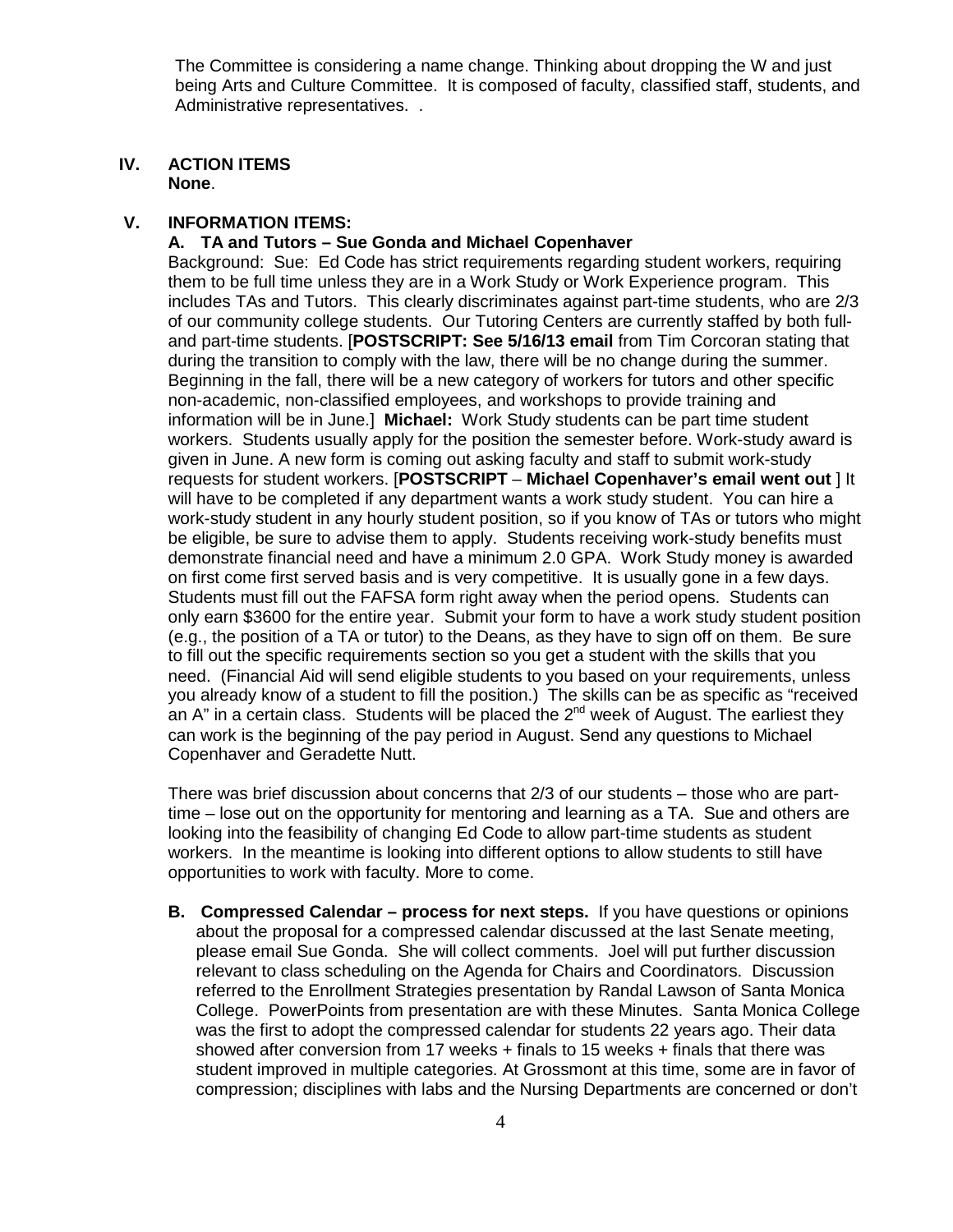The Committee is considering a name change. Thinking about dropping the W and just being Arts and Culture Committee. It is composed of faculty, classified staff, students, and Administrative representatives. .

## IV. ACTION ITEMS

**None**.

## V. INFORMATION ITEMS:

### A. TA and Tutors – Sue Gonda and Michael Copenhaver

Background: Sue: Ed Code has strict requirements regarding student workers, requiring them to be full time unless they are in a Work Study or Work Experience program. This includes TAs and Tutors. This clearly discriminates against part-time students, who are 2/3 of our community college students. Our Tutoring Centers are currently staffed by both full- and part-time students. [**POSTSCRIPT: See 5/16/13 email** from Tim Corcoran stating that during the transition to comply with the law, there will be no change during the summer. Beginning in the fall, there will be a new category of workers for tutors and other specific non-academic, non-classified employees, and workshops to provide training and information will be in June.] **Michael:** Work Study students can be part time student workers. Students usually apply for the position the semester before. Work-study award is given in June. A new form is coming out asking faculty and staff to submit work-study requests for student workers. [**POSTSCRIPT** – **Michael Copenhaver's email went out** ] It will have to be completed if any department wants a work study student. You can hire a work-study student in any hourly student position, so if you know of TAs or tutors who might be eligible, be sure to advise them to apply. Students receiving work-study benefits must demonstrate financial need and have a minimum 2.0 GPA. Work Study money is awarded on first come first served basis and is very competitive. It is usually gone in a few days. Students must fill out the FAFSA form right away when the period opens. Students can only earn $3600 for the entire year. Submit your form to have a work study student position (e.g., the position of a TA or tutor) to the Deans, as they have to sign off on them. Be sure to fill out the specific requirements section so you get a student with the skills that you need. (Financial Aid will send eligible students to you based on your requirements, unless you already know of a student to fill the position.) The skills can be as specific as "received an A" in a certain class. Students will be placed the 2nd week of August. The earliest they can work is the beginning of the pay period in August. Send any questions to Michael Copenhaver and Geradette Nutt.

There was brief discussion about concerns that 2/3 of our students – those who are part-time – lose out on the opportunity for mentoring and learning as a TA. Sue and others are looking into the feasibility of changing Ed Code to allow part-time students as student workers. In the meantime is looking into different options to allow students to still have opportunities to work with faculty. More to come.

**B. Compressed Calendar – process for next steps.** If you have questions or opinions about the proposal for a compressed calendar discussed at the last Senate meeting, please email Sue Gonda. She will collect comments. Joel will put further discussion relevant to class scheduling on the Agenda for Chairs and Coordinators. Discussion referred to the Enrollment Strategies presentation by Randal Lawson of Santa Monica College. PowerPoints from presentation are with these Minutes. Santa Monica College was the first to adopt the compressed calendar for students 22 years ago. Their data showed after conversion from 17 weeks + finals to 15 weeks + finals that there was student improved in multiple categories. At Grossmont at this time, some are in favor of compression; disciplines with labs and the Nursing Departments are concerned or don't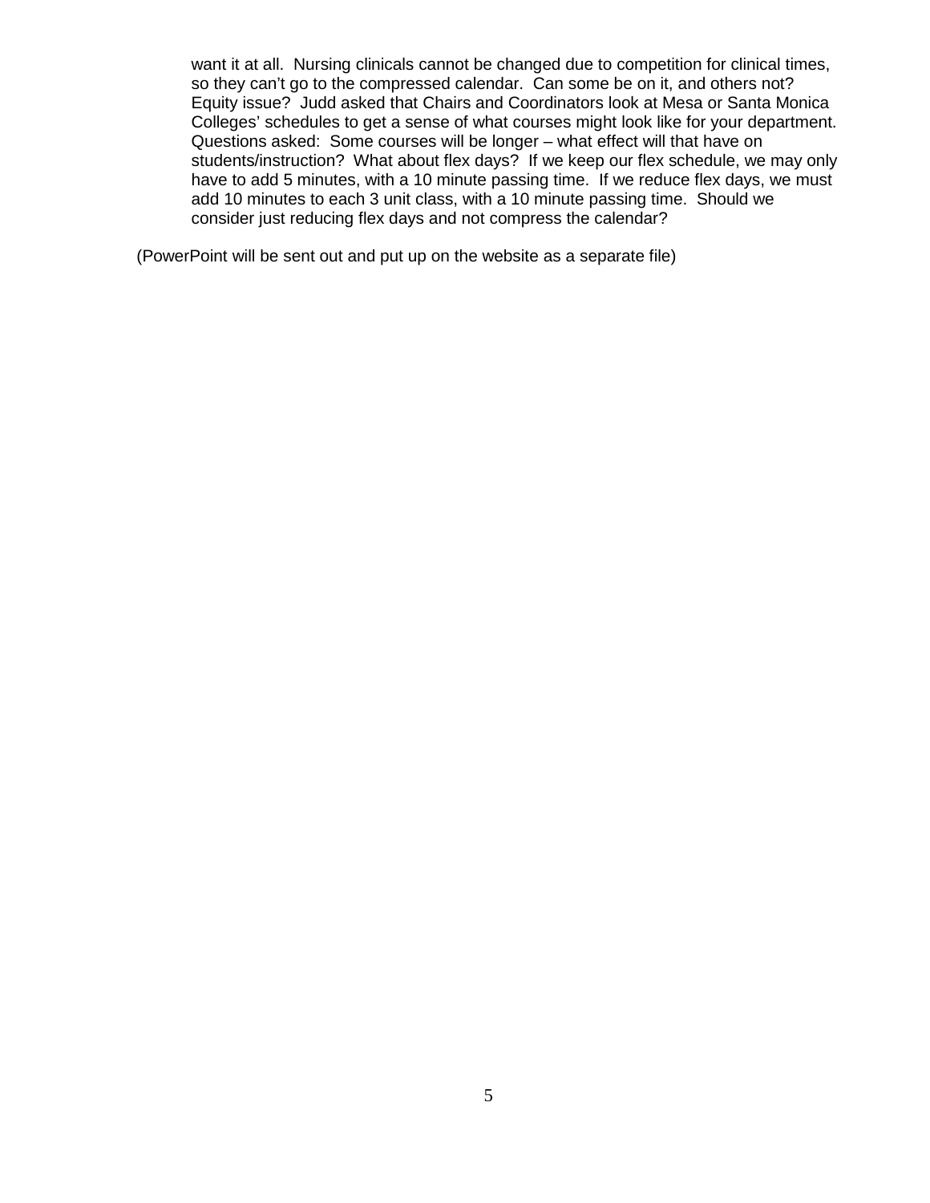want it at all. Nursing clinicals cannot be changed due to competition for clinical times, so they can't go to the compressed calendar. Can some be on it, and others not? Equity issue? Judd asked that Chairs and Coordinators look at Mesa or Santa Monica Colleges' schedules to get a sense of what courses might look like for your department. Questions asked: Some courses will be longer – what effect will that have on students/instruction? What about flex days? If we keep our flex schedule, we may only have to add 5 minutes, with a 10 minute passing time. If we reduce flex days, we must add 10 minutes to each 3 unit class, with a 10 minute passing time. Should we consider just reducing flex days and not compress the calendar?

(PowerPoint will be sent out and put up on the website as a separate file)